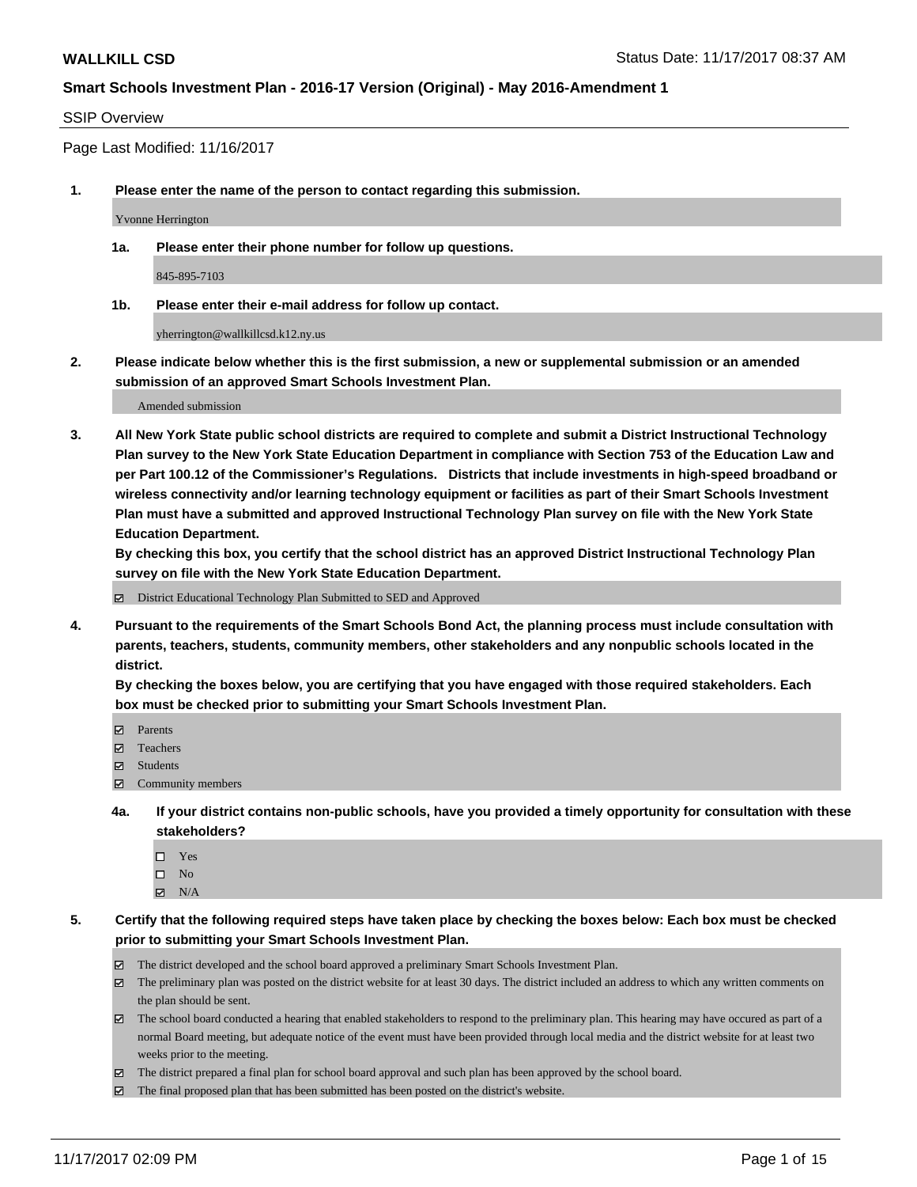**WALLKILL CSD** Status Date: 11/17/2017 08:37 AM

**Smart Schools Investment Plan - 2016-17 Version (Original) - May 2016-Amendment 1**

SSIP Overview

Page Last Modified: 11/16/2017

**1. Please enter the name of the person to contact regarding this submission.**

Yvonne Herrington

**1a. Please enter their phone number for follow up questions.**

845-895-7103

**1b. Please enter their e-mail address for follow up contact.**

yherrington@wallkillcsd.k12.ny.us

**2. Please indicate below whether this is the first submission, a new or supplemental submission or an amended submission of an approved Smart Schools Investment Plan.**

Amended submission

**3. All New York State public school districts are required to complete and submit a District Instructional Technology Plan survey to the New York State Education Department in compliance with Section 753 of the Education Law and per Part 100.12 of the Commissioner's Regulations. Districts that include investments in high-speed broadband or wireless connectivity and/or learning technology equipment or facilities as part of their Smart Schools Investment Plan must have a submitted and approved Instructional Technology Plan survey on file with the New York State Education Department.**
**By checking this box, you certify that the school district has an approved District Instructional Technology Plan survey on file with the New York State Education Department.**

☑ District Educational Technology Plan Submitted to SED and Approved

**4. Pursuant to the requirements of the Smart Schools Bond Act, the planning process must include consultation with parents, teachers, students, community members, other stakeholders and any nonpublic schools located in the district.**
**By checking the boxes below, you are certifying that you have engaged with those required stakeholders. Each box must be checked prior to submitting your Smart Schools Investment Plan.**

☑ Parents
☑ Teachers
☑ Students
☑ Community members

**4a. If your district contains non-public schools, have you provided a timely opportunity for consultation with these stakeholders?**

☐ Yes
☐ No
☑ N/A

**5. Certify that the following required steps have taken place by checking the boxes below: Each box must be checked prior to submitting your Smart Schools Investment Plan.**

☑ The district developed and the school board approved a preliminary Smart Schools Investment Plan.
☑ The preliminary plan was posted on the district website for at least 30 days. The district included an address to which any written comments on the plan should be sent.
☑ The school board conducted a hearing that enabled stakeholders to respond to the preliminary plan. This hearing may have occured as part of a normal Board meeting, but adequate notice of the event must have been provided through local media and the district website for at least two weeks prior to the meeting.
☑ The district prepared a final plan for school board approval and such plan has been approved by the school board.
☑ The final proposed plan that has been submitted has been posted on the district's website.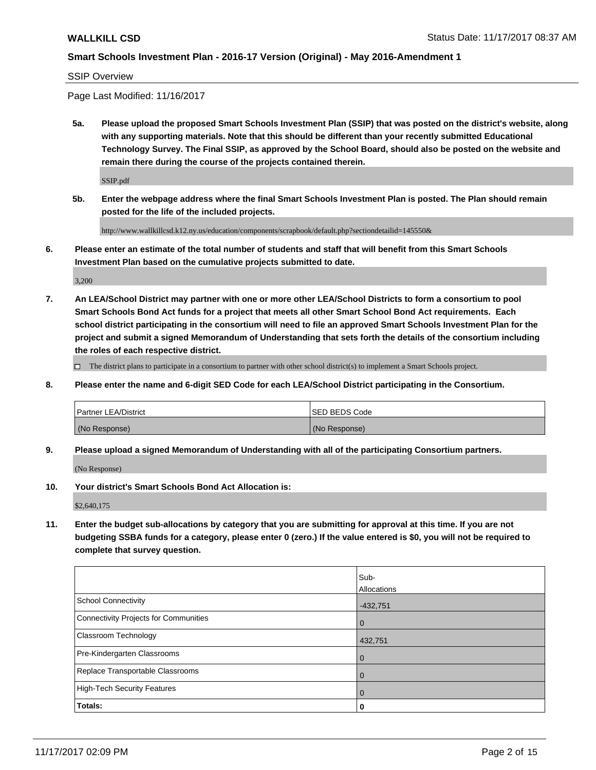SSIP Overview

Page Last Modified: 11/16/2017

**5a. Please upload the proposed Smart Schools Investment Plan (SSIP) that was posted on the district's website, along with any supporting materials. Note that this should be different than your recently submitted Educational Technology Survey. The Final SSIP, as approved by the School Board, should also be posted on the website and remain there during the course of the projects contained therein.**

SSIP.pdf

**5b. Enter the webpage address where the final Smart Schools Investment Plan is posted. The Plan should remain posted for the life of the included projects.**

http://www.wallkillcsd.k12.ny.us/education/components/scrapbook/default.php?sectiondetailid=145550&

**6. Please enter an estimate of the total number of students and staff that will benefit from this Smart Schools Investment Plan based on the cumulative projects submitted to date.**

3,200

**7. An LEA/School District may partner with one or more other LEA/School Districts to form a consortium to pool Smart Schools Bond Act funds for a project that meets all other Smart School Bond Act requirements. Each school district participating in the consortium will need to file an approved Smart Schools Investment Plan for the project and submit a signed Memorandum of Understanding that sets forth the details of the consortium including the roles of each respective district.**

☐ The district plans to participate in a consortium to partner with other school district(s) to implement a Smart Schools project.

**8. Please enter the name and 6-digit SED Code for each LEA/School District participating in the Consortium.**

| Partner LEA/District | SED BEDS Code |
|---|---|
| (No Response) | (No Response) |

**9. Please upload a signed Memorandum of Understanding with all of the participating Consortium partners.**

(No Response)

**10. Your district's Smart Schools Bond Act Allocation is:**

$2,640,175

**11. Enter the budget sub-allocations by category that you are submitting for approval at this time. If you are not budgeting SSBA funds for a category, please enter 0 (zero.) If the value entered is $0, you will not be required to complete that survey question.**

| | Sub-Allocations |
|---|---|
| School Connectivity | -432,751 |
| Connectivity Projects for Communities | 0 |
| Classroom Technology | 432,751 |
| Pre-Kindergarten Classrooms | 0 |
| Replace Transportable Classrooms | 0 |
| High-Tech Security Features | 0 |
| **Totals:** | **0** |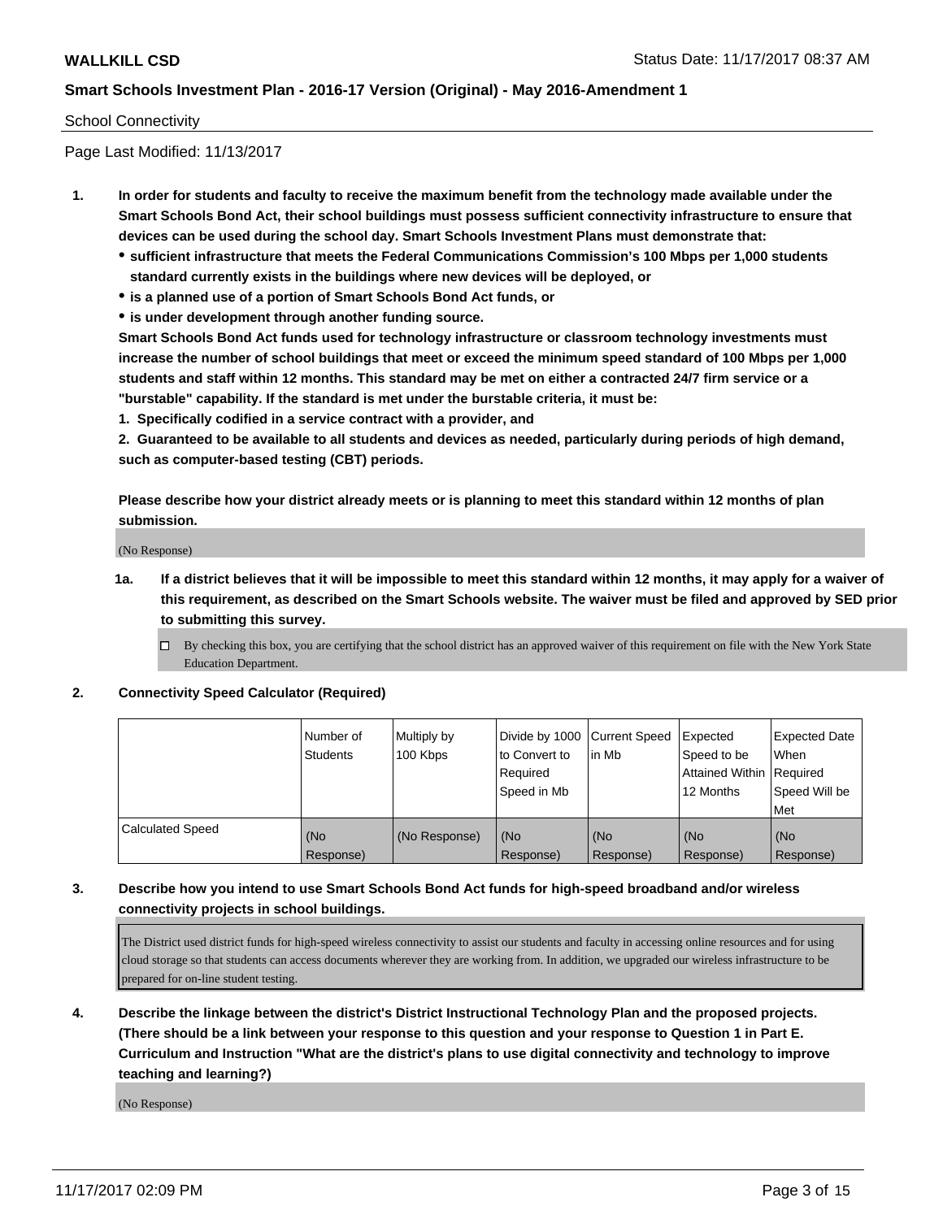School Connectivity

Page Last Modified: 11/13/2017

1. **In order for students and faculty to receive the maximum benefit from the technology made available under the Smart Schools Bond Act, their school buildings must possess sufficient connectivity infrastructure to ensure that devices can be used during the school day. Smart Schools Investment Plans must demonstrate that:**
   - **sufficient infrastructure that meets the Federal Communications Commission's 100 Mbps per 1,000 students standard currently exists in the buildings where new devices will be deployed, or**
   - **is a planned use of a portion of Smart Schools Bond Act funds, or**
   - **is under development through another funding source.**

   **Smart Schools Bond Act funds used for technology infrastructure or classroom technology investments must increase the number of school buildings that meet or exceed the minimum speed standard of 100 Mbps per 1,000 students and staff within 12 months. This standard may be met on either a contracted 24/7 firm service or a "burstable" capability. If the standard is met under the burstable criteria, it must be:**

   **1. Specifically codified in a service contract with a provider, and**

   **2. Guaranteed to be available to all students and devices as needed, particularly during periods of high demand, such as computer-based testing (CBT) periods.**

   **Please describe how your district already meets or is planning to meet this standard within 12 months of plan submission.**

   (No Response)

   1a. **If a district believes that it will be impossible to meet this standard within 12 months, it may apply for a waiver of this requirement, as described on the Smart Schools website. The waiver must be filed and approved by SED prior to submitting this survey.**

   ☐ By checking this box, you are certifying that the school district has an approved waiver of this requirement on file with the New York State Education Department.

2. **Connectivity Speed Calculator (Required)**

| | Number of Students | Multiply by 100 Kbps | Divide by 1000 to Convert to Required Speed in Mb | Current Speed in Mb | Expected Speed to be Attained Within 12 Months | Expected Date When Required Speed Will be Met |
|---|---|---|---|---|---|---|
| Calculated Speed | (No Response) | (No Response) | (No Response) | (No Response) | (No Response) | (No Response) |

3. **Describe how you intend to use Smart Schools Bond Act funds for high-speed broadband and/or wireless connectivity projects in school buildings.**

   The District used district funds for high-speed wireless connectivity to assist our students and faculty in accessing online resources and for using cloud storage so that students can access documents wherever they are working from. In addition, we upgraded our wireless infrastructure to be prepared for on-line student testing.

4. **Describe the linkage between the district's District Instructional Technology Plan and the proposed projects. (There should be a link between your response to this question and your response to Question 1 in Part E. Curriculum and Instruction "What are the district's plans to use digital connectivity and technology to improve teaching and learning?)**

   (No Response)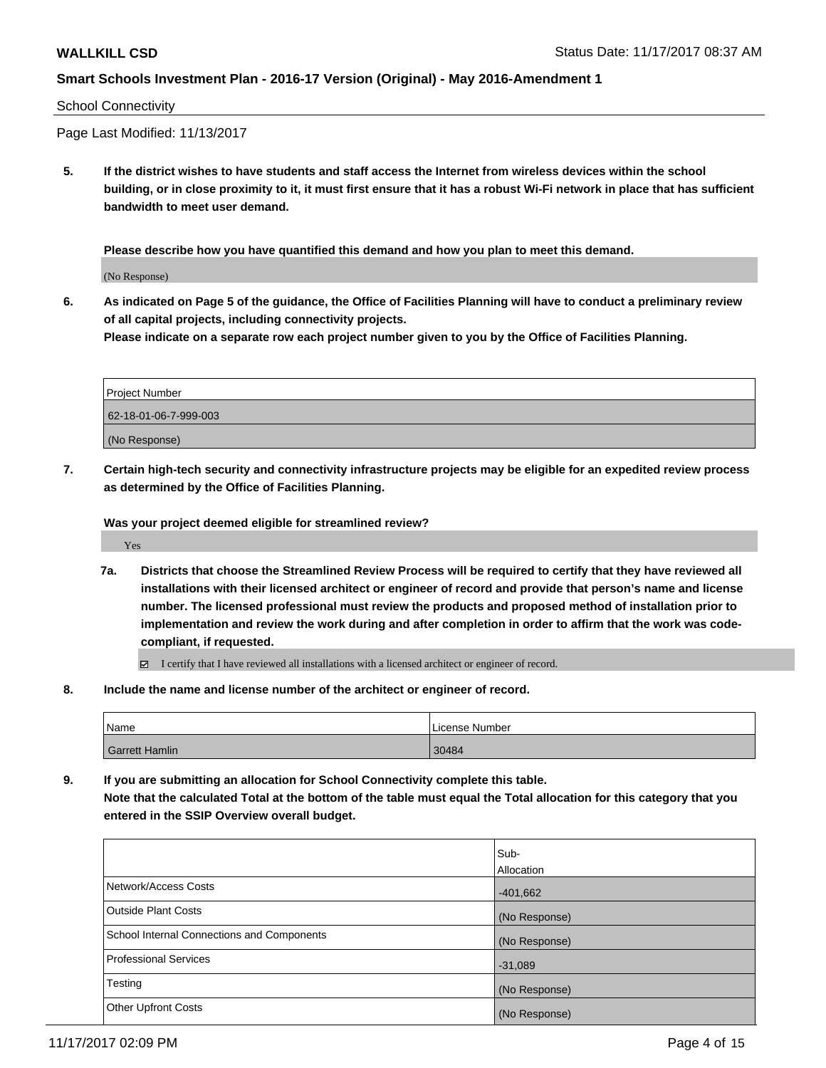School Connectivity

Page Last Modified: 11/13/2017

**5. If the district wishes to have students and staff access the Internet from wireless devices within the school building, or in close proximity to it, it must first ensure that it has a robust Wi-Fi network in place that has sufficient bandwidth to meet user demand.**

**Please describe how you have quantified this demand and how you plan to meet this demand.**

(No Response)

**6. As indicated on Page 5 of the guidance, the Office of Facilities Planning will have to conduct a preliminary review of all capital projects, including connectivity projects.**
**Please indicate on a separate row each project number given to you by the Office of Facilities Planning.**

| Project Number |
|---|
| 62-18-01-06-7-999-003 |
| (No Response) |

**7. Certain high-tech security and connectivity infrastructure projects may be eligible for an expedited review process as determined by the Office of Facilities Planning.**

**Was your project deemed eligible for streamlined review?**

Yes

**7a. Districts that choose the Streamlined Review Process will be required to certify that they have reviewed all installations with their licensed architect or engineer of record and provide that person's name and license number. The licensed professional must review the products and proposed method of installation prior to implementation and review the work during and after completion in order to affirm that the work was code-compliant, if requested.**

☑ I certify that I have reviewed all installations with a licensed architect or engineer of record.

**8. Include the name and license number of the architect or engineer of record.**

| Name | License Number |
|---|---|
| Garrett Hamlin | 30484 |

**9. If you are submitting an allocation for School Connectivity complete this table.**
**Note that the calculated Total at the bottom of the table must equal the Total allocation for this category that you entered in the SSIP Overview overall budget.**

| | Sub-Allocation |
|---|---|
| Network/Access Costs | -401,662 |
| Outside Plant Costs | (No Response) |
| School Internal Connections and Components | (No Response) |
| Professional Services | -31,089 |
| Testing | (No Response) |
| Other Upfront Costs | (No Response) |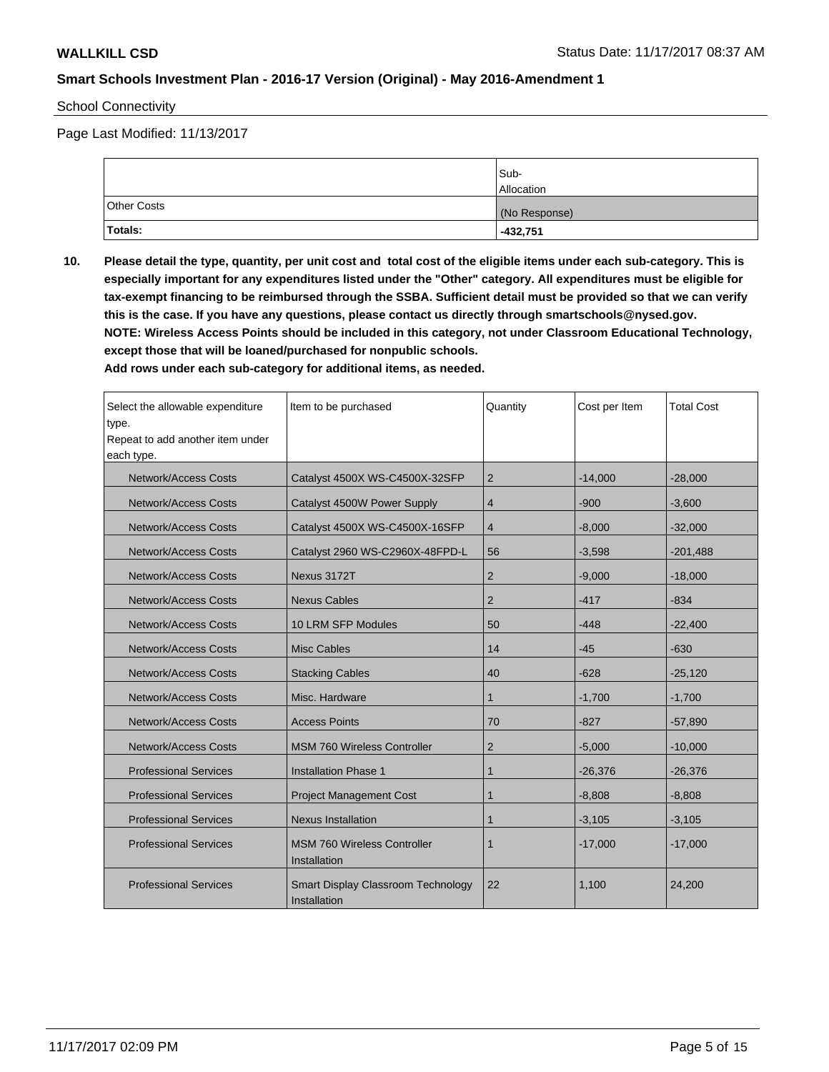School Connectivity

Page Last Modified: 11/13/2017

| | Sub-Allocation |
|---|---|
| Other Costs | (No Response) |
| **Totals:** | **-432,751** |

**10. Please detail the type, quantity, per unit cost and total cost of the eligible items under each sub-category. This is especially important for any expenditures listed under the "Other" category. All expenditures must be eligible for tax-exempt financing to be reimbursed through the SSBA. Sufficient detail must be provided so that we can verify this is the case. If you have any questions, please contact us directly through smartschools@nysed.gov.**
**NOTE: Wireless Access Points should be included in this category, not under Classroom Educational Technology, except those that will be loaned/purchased for nonpublic schools.**
**Add rows under each sub-category for additional items, as needed.**

| Select the allowable expenditure type. Repeat to add another item under each type. | Item to be purchased | Quantity | Cost per Item | Total Cost |
|---|---|---|---|---|
| Network/Access Costs | Catalyst 4500X WS-C4500X-32SFP | 2 | -14,000 | -28,000 |
| Network/Access Costs | Catalyst 4500W Power Supply | 4 | -900 | -3,600 |
| Network/Access Costs | Catalyst 4500X WS-C4500X-16SFP | 4 | -8,000 | -32,000 |
| Network/Access Costs | Catalyst 2960 WS-C2960X-48FPD-L | 56 | -3,598 | -201,488 |
| Network/Access Costs | Nexus 3172T | 2 | -9,000 | -18,000 |
| Network/Access Costs | Nexus Cables | 2 | -417 | -834 |
| Network/Access Costs | 10 LRM SFP Modules | 50 | -448 | -22,400 |
| Network/Access Costs | Misc Cables | 14 | -45 | -630 |
| Network/Access Costs | Stacking Cables | 40 | -628 | -25,120 |
| Network/Access Costs | Misc. Hardware | 1 | -1,700 | -1,700 |
| Network/Access Costs | Access Points | 70 | -827 | -57,890 |
| Network/Access Costs | MSM 760 Wireless Controller | 2 | -5,000 | -10,000 |
| Professional Services | Installation Phase 1 | 1 | -26,376 | -26,376 |
| Professional Services | Project Management Cost | 1 | -8,808 | -8,808 |
| Professional Services | Nexus Installation | 1 | -3,105 | -3,105 |
| Professional Services | MSM 760 Wireless Controller Installation | 1 | -17,000 | -17,000 |
| Professional Services | Smart Display Classroom Technology Installation | 22 | 1,100 | 24,200 |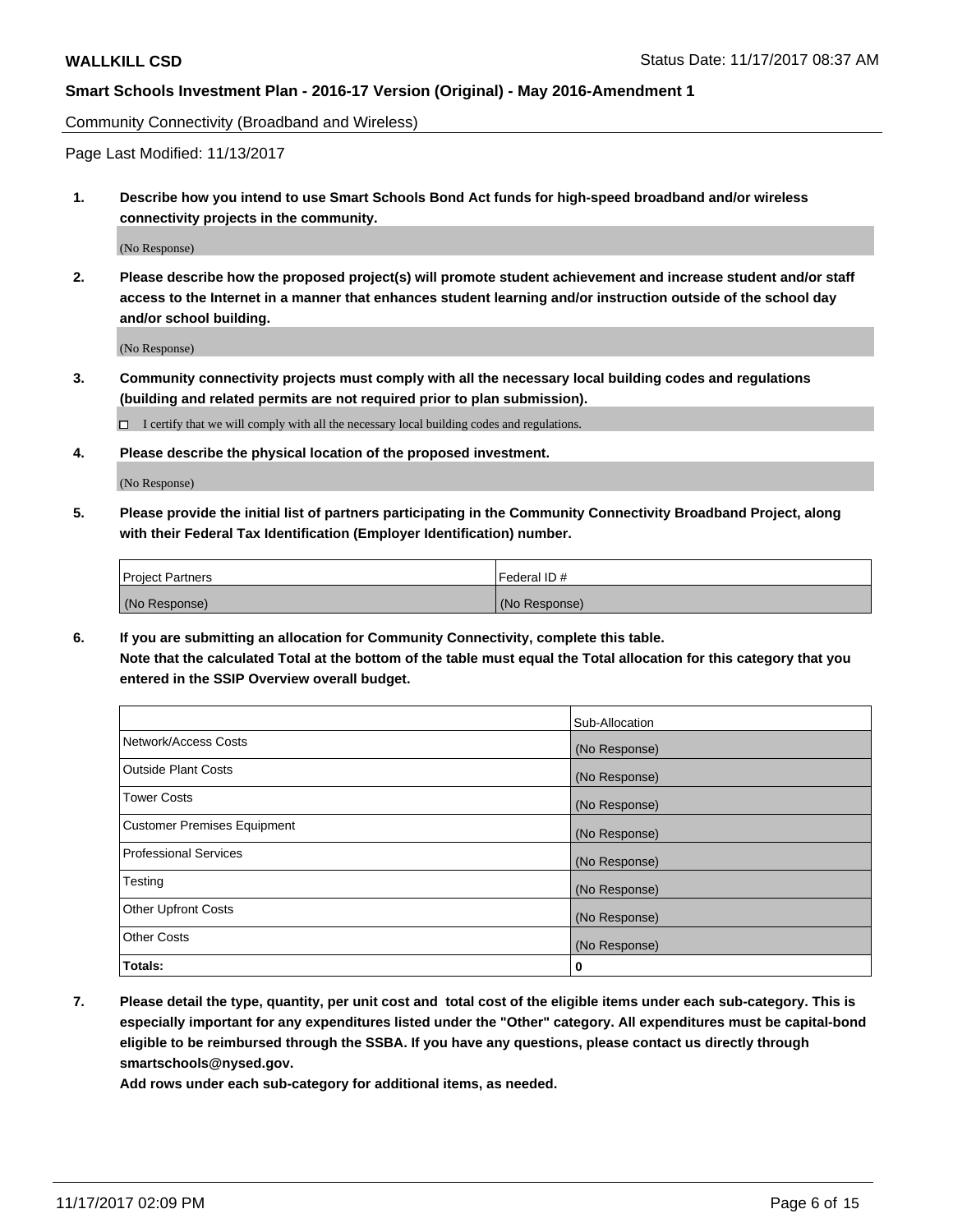Community Connectivity (Broadband and Wireless)

Page Last Modified: 11/13/2017

**1. Describe how you intend to use Smart Schools Bond Act funds for high-speed broadband and/or wireless connectivity projects in the community.**

(No Response)

**2. Please describe how the proposed project(s) will promote student achievement and increase student and/or staff access to the Internet in a manner that enhances student learning and/or instruction outside of the school day and/or school building.**

(No Response)

**3. Community connectivity projects must comply with all the necessary local building codes and regulations (building and related permits are not required prior to plan submission).**

☐ I certify that we will comply with all the necessary local building codes and regulations.

**4. Please describe the physical location of the proposed investment.**

(No Response)

**5. Please provide the initial list of partners participating in the Community Connectivity Broadband Project, along with their Federal Tax Identification (Employer Identification) number.**

| Project Partners | Federal ID # |
| --- | --- |
| (No Response) | (No Response) |

**6. If you are submitting an allocation for Community Connectivity, complete this table. Note that the calculated Total at the bottom of the table must equal the Total allocation for this category that you entered in the SSIP Overview overall budget.**

| | Sub-Allocation |
| --- | --- |
| Network/Access Costs | (No Response) |
| Outside Plant Costs | (No Response) |
| Tower Costs | (No Response) |
| Customer Premises Equipment | (No Response) |
| Professional Services | (No Response) |
| Testing | (No Response) |
| Other Upfront Costs | (No Response) |
| Other Costs | (No Response) |
| **Totals:** | **0** |

**7. Please detail the type, quantity, per unit cost and total cost of the eligible items under each sub-category. This is especially important for any expenditures listed under the "Other" category. All expenditures must be capital-bond eligible to be reimbursed through the SSBA. If you have any questions, please contact us directly through smartschools@nysed.gov.**

**Add rows under each sub-category for additional items, as needed.**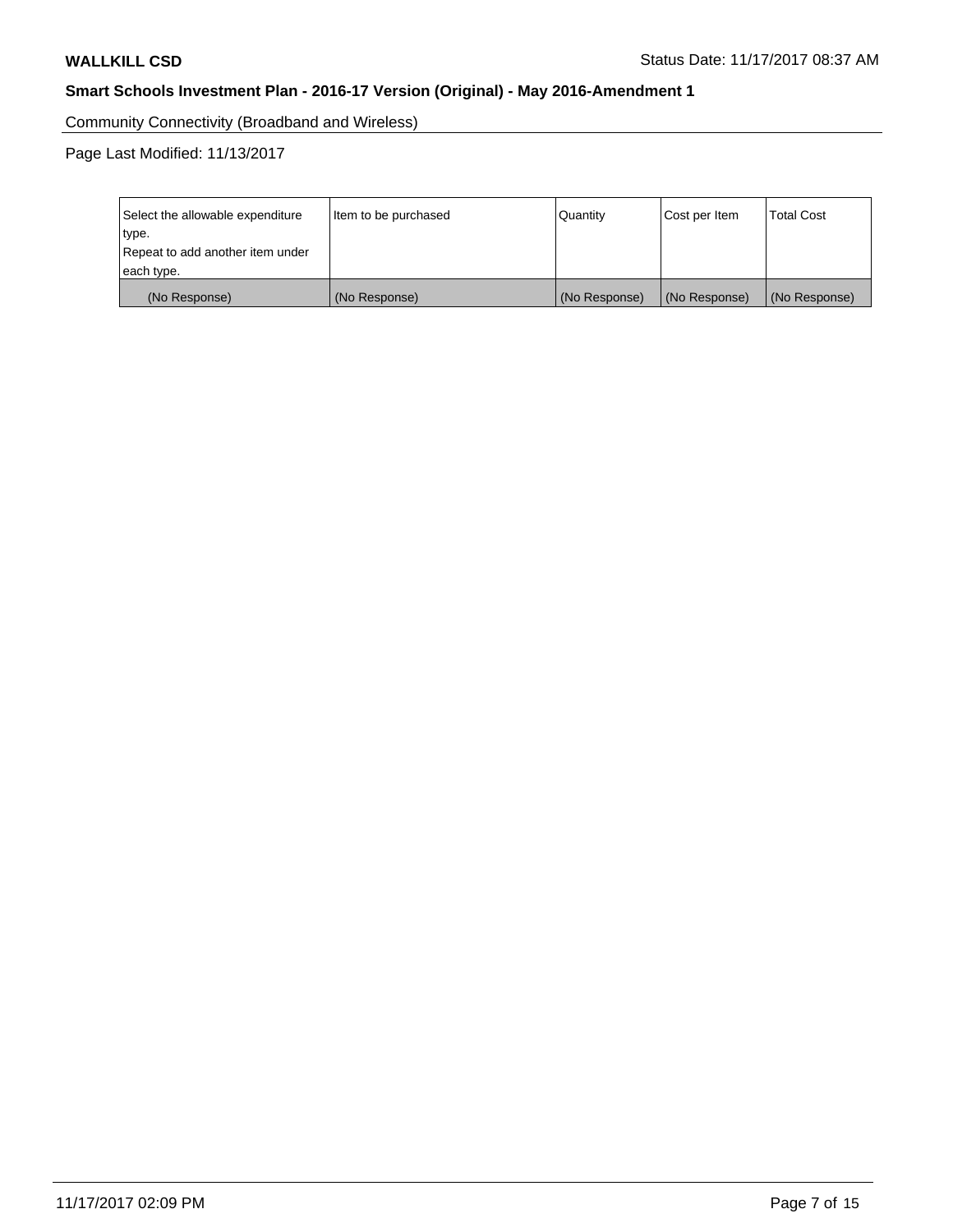Community Connectivity (Broadband and Wireless)

Page Last Modified: 11/13/2017

| Select the allowable expenditure type.<br>Repeat to add another item under each type. | Item to be purchased | Quantity | Cost per Item | Total Cost |
|---|---|---|---|---|
| (No Response) | (No Response) | (No Response) | (No Response) | (No Response) |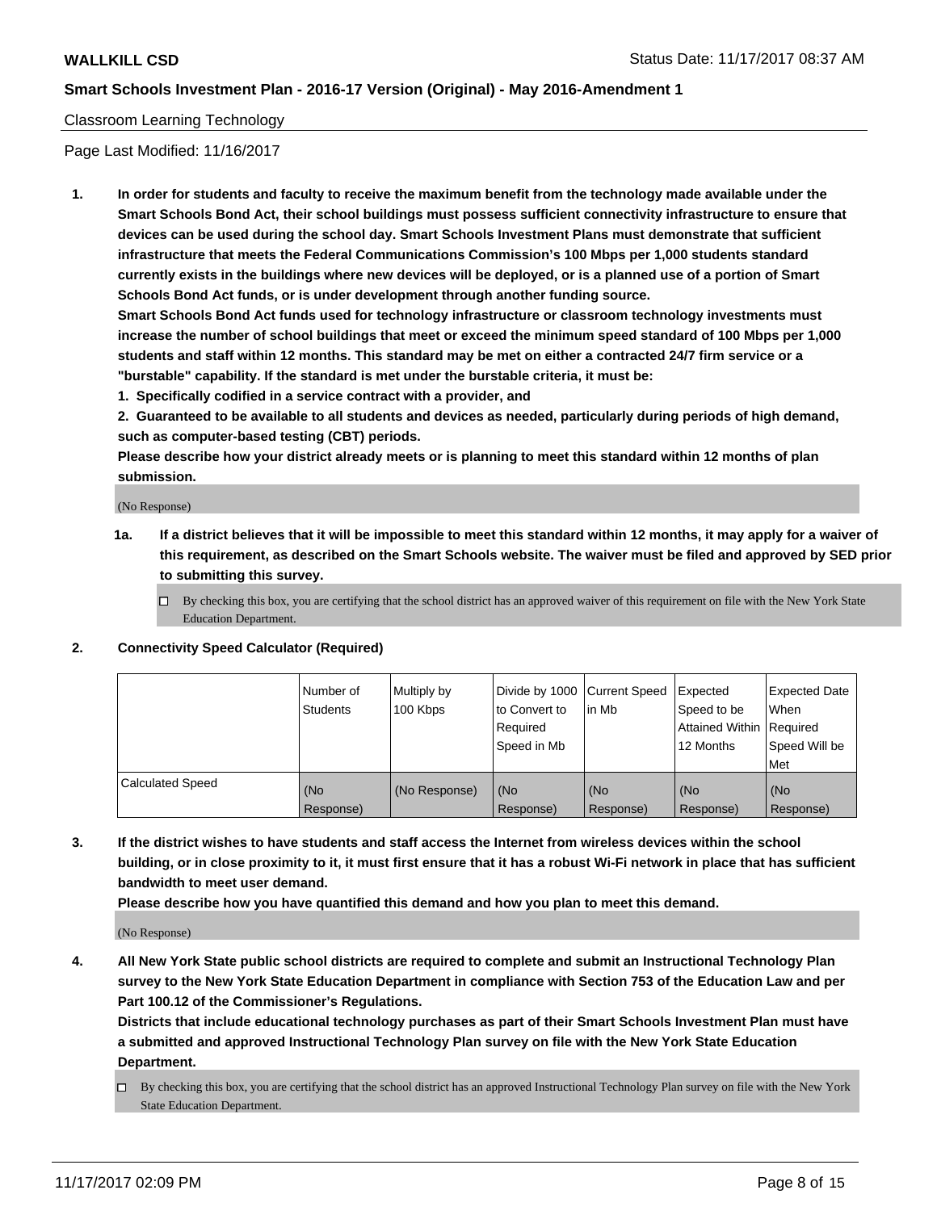Classroom Learning Technology

Page Last Modified: 11/16/2017

1. **In order for students and faculty to receive the maximum benefit from the technology made available under the Smart Schools Bond Act, their school buildings must possess sufficient connectivity infrastructure to ensure that devices can be used during the school day. Smart Schools Investment Plans must demonstrate that sufficient infrastructure that meets the Federal Communications Commission's 100 Mbps per 1,000 students standard currently exists in the buildings where new devices will be deployed, or is a planned use of a portion of Smart Schools Bond Act funds, or is under development through another funding source.**

   **Smart Schools Bond Act funds used for technology infrastructure or classroom technology investments must increase the number of school buildings that meet or exceed the minimum speed standard of 100 Mbps per 1,000 students and staff within 12 months. This standard may be met on either a contracted 24/7 firm service or a "burstable" capability. If the standard is met under the burstable criteria, it must be:**

   **1. Specifically codified in a service contract with a provider, and**

   **2. Guaranteed to be available to all students and devices as needed, particularly during periods of high demand, such as computer-based testing (CBT) periods.**

   **Please describe how your district already meets or is planning to meet this standard within 12 months of plan submission.**

   (No Response)

   **1a. If a district believes that it will be impossible to meet this standard within 12 months, it may apply for a waiver of this requirement, as described on the Smart Schools website. The waiver must be filed and approved by SED prior to submitting this survey.**

   ☐ By checking this box, you are certifying that the school district has an approved waiver of this requirement on file with the New York State Education Department.

2. **Connectivity Speed Calculator (Required)**

| | Number of Students | Multiply by 100 Kbps | Divide by 1000 to Convert to Required Speed in Mb | Current Speed in Mb | Expected Speed to be Attained Within 12 Months | Expected Date When Required Speed Will be Met |
|---|---|---|---|---|---|---|
| Calculated Speed | (No Response) | (No Response) | (No Response) | (No Response) | (No Response) | (No Response) |

3. **If the district wishes to have students and staff access the Internet from wireless devices within the school building, or in close proximity to it, it must first ensure that it has a robust Wi-Fi network in place that has sufficient bandwidth to meet user demand.**

   **Please describe how you have quantified this demand and how you plan to meet this demand.**

   (No Response)

4. **All New York State public school districts are required to complete and submit an Instructional Technology Plan survey to the New York State Education Department in compliance with Section 753 of the Education Law and per Part 100.12 of the Commissioner's Regulations.**

   **Districts that include educational technology purchases as part of their Smart Schools Investment Plan must have a submitted and approved Instructional Technology Plan survey on file with the New York State Education Department.**

   ☐ By checking this box, you are certifying that the school district has an approved Instructional Technology Plan survey on file with the New York State Education Department.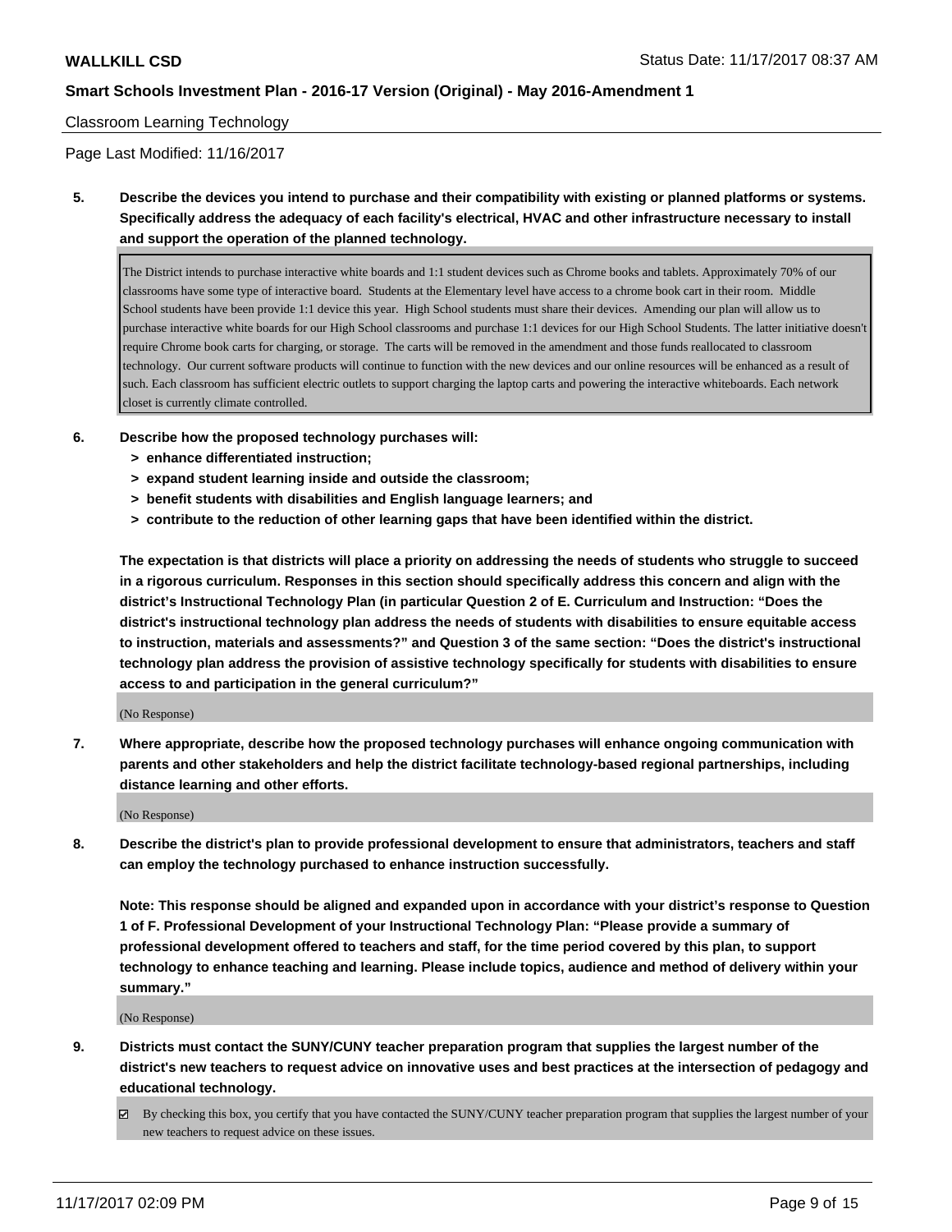Classroom Learning Technology

Page Last Modified: 11/16/2017

**5. Describe the devices you intend to purchase and their compatibility with existing or planned platforms or systems. Specifically address the adequacy of each facility's electrical, HVAC and other infrastructure necessary to install and support the operation of the planned technology.**

The District intends to purchase interactive white boards and 1:1 student devices such as Chrome books and tablets. Approximately 70% of our classrooms have some type of interactive board. Students at the Elementary level have access to a chrome book cart in their room. Middle School students have been provide 1:1 device this year. High School students must share their devices. Amending our plan will allow us to purchase interactive white boards for our High School classrooms and purchase 1:1 devices for our High School Students. The latter initiative doesn't require Chrome book carts for charging, or storage. The carts will be removed in the amendment and those funds reallocated to classroom technology. Our current software products will continue to function with the new devices and our online resources will be enhanced as a result of such. Each classroom has sufficient electric outlets to support charging the laptop carts and powering the interactive whiteboards. Each network closet is currently climate controlled.

**6. Describe how the proposed technology purchases will:**
- **> enhance differentiated instruction;**
- **> expand student learning inside and outside the classroom;**
- **> benefit students with disabilities and English language learners; and**
- **> contribute to the reduction of other learning gaps that have been identified within the district.**

**The expectation is that districts will place a priority on addressing the needs of students who struggle to succeed in a rigorous curriculum. Responses in this section should specifically address this concern and align with the district's Instructional Technology Plan (in particular Question 2 of E. Curriculum and Instruction: "Does the district's instructional technology plan address the needs of students with disabilities to ensure equitable access to instruction, materials and assessments?" and Question 3 of the same section: "Does the district's instructional technology plan address the provision of assistive technology specifically for students with disabilities to ensure access to and participation in the general curriculum?"**

(No Response)

**7. Where appropriate, describe how the proposed technology purchases will enhance ongoing communication with parents and other stakeholders and help the district facilitate technology-based regional partnerships, including distance learning and other efforts.**

(No Response)

**8. Describe the district's plan to provide professional development to ensure that administrators, teachers and staff can employ the technology purchased to enhance instruction successfully.**

**Note: This response should be aligned and expanded upon in accordance with your district's response to Question 1 of F. Professional Development of your Instructional Technology Plan: "Please provide a summary of professional development offered to teachers and staff, for the time period covered by this plan, to support technology to enhance teaching and learning. Please include topics, audience and method of delivery within your summary."**

(No Response)

**9. Districts must contact the SUNY/CUNY teacher preparation program that supplies the largest number of the district's new teachers to request advice on innovative uses and best practices at the intersection of pedagogy and educational technology.**

☑ By checking this box, you certify that you have contacted the SUNY/CUNY teacher preparation program that supplies the largest number of your new teachers to request advice on these issues.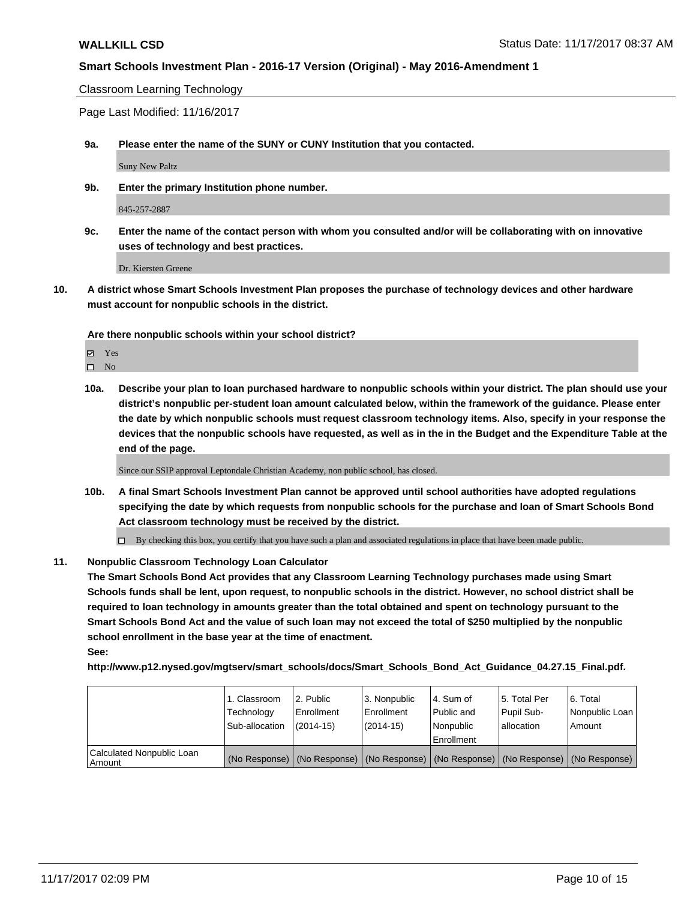Classroom Learning Technology

Page Last Modified: 11/16/2017

**9a. Please enter the name of the SUNY or CUNY Institution that you contacted.**

Suny New Paltz

**9b. Enter the primary Institution phone number.**

845-257-2887

**9c. Enter the name of the contact person with whom you consulted and/or will be collaborating with on innovative uses of technology and best practices.**

Dr. Kiersten Greene

**10. A district whose Smart Schools Investment Plan proposes the purchase of technology devices and other hardware must account for nonpublic schools in the district.**

**Are there nonpublic schools within your school district?**

- [x] Yes
- [ ] No

**10a. Describe your plan to loan purchased hardware to nonpublic schools within your district. The plan should use your district's nonpublic per-student loan amount calculated below, within the framework of the guidance. Please enter the date by which nonpublic schools must request classroom technology items. Also, specify in your response the devices that the nonpublic schools have requested, as well as in the in the Budget and the Expenditure Table at the end of the page.**

Since our SSIP approval Leptondale Christian Academy, non public school, has closed.

**10b. A final Smart Schools Investment Plan cannot be approved until school authorities have adopted regulations specifying the date by which requests from nonpublic schools for the purchase and loan of Smart Schools Bond Act classroom technology must be received by the district.**

- [ ] By checking this box, you certify that you have such a plan and associated regulations in place that have been made public.

**11. Nonpublic Classroom Technology Loan Calculator**

**The Smart Schools Bond Act provides that any Classroom Learning Technology purchases made using Smart Schools funds shall be lent, upon request, to nonpublic schools in the district. However, no school district shall be required to loan technology in amounts greater than the total obtained and spent on technology pursuant to the Smart Schools Bond Act and the value of such loan may not exceed the total of $250 multiplied by the nonpublic school enrollment in the base year at the time of enactment.**

**See:**

**http://www.p12.nysed.gov/mgtserv/smart_schools/docs/Smart_Schools_Bond_Act_Guidance_04.27.15_Final.pdf.**

| | 1. Classroom Technology Sub-allocation | 2. Public Enrollment (2014-15) | 3. Nonpublic Enrollment (2014-15) | 4. Sum of Public and Nonpublic Enrollment | 5. Total Per Pupil Sub-allocation | 6. Total Nonpublic Loan Amount |
|---|---|---|---|---|---|---|
| Calculated Nonpublic Loan Amount | (No Response) | (No Response) | (No Response) | (No Response) | (No Response) | (No Response) |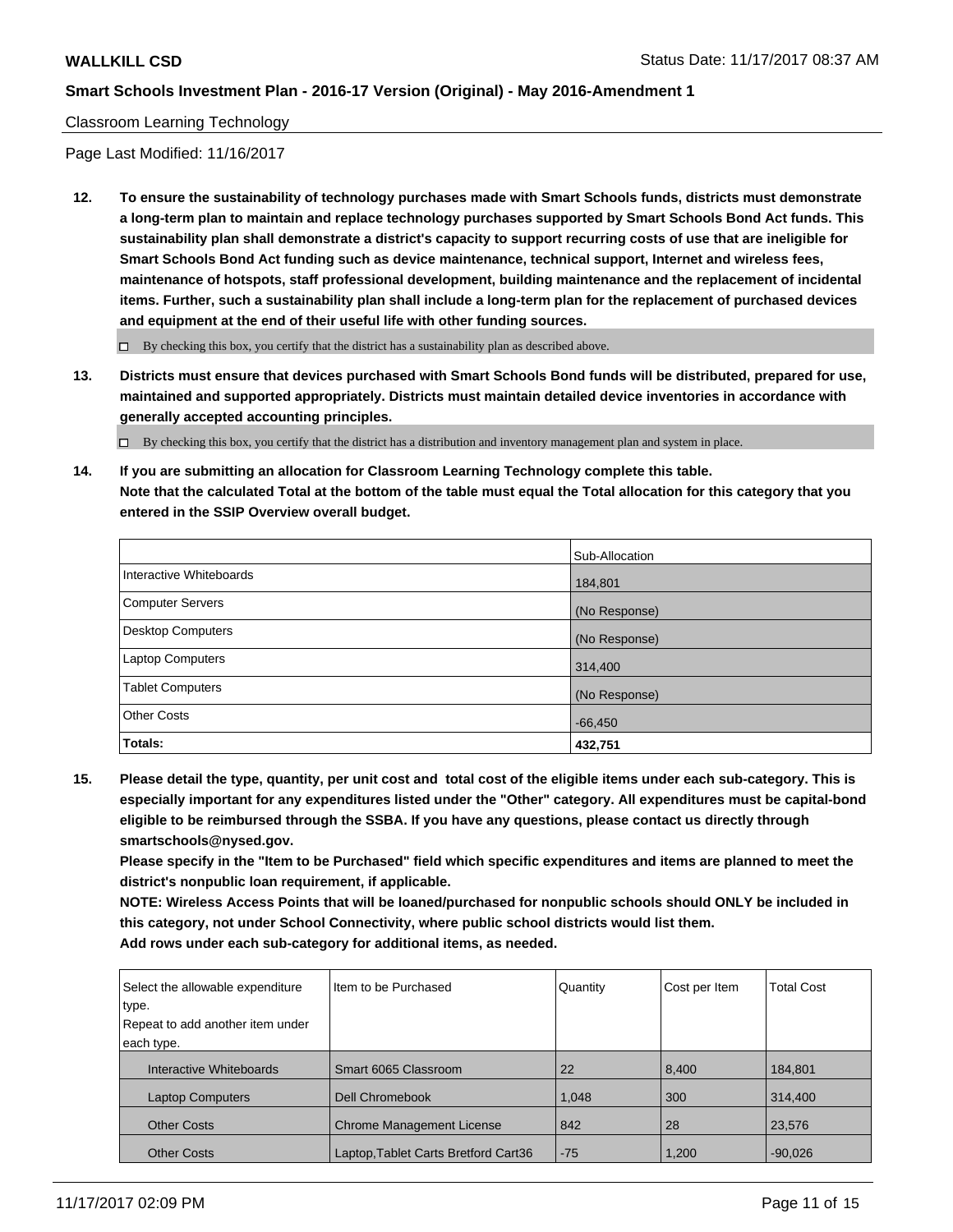Classroom Learning Technology

Page Last Modified: 11/16/2017

**12. To ensure the sustainability of technology purchases made with Smart Schools funds, districts must demonstrate a long-term plan to maintain and replace technology purchases supported by Smart Schools Bond Act funds. This sustainability plan shall demonstrate a district's capacity to support recurring costs of use that are ineligible for Smart Schools Bond Act funding such as device maintenance, technical support, Internet and wireless fees, maintenance of hotspots, staff professional development, building maintenance and the replacement of incidental items. Further, such a sustainability plan shall include a long-term plan for the replacement of purchased devices and equipment at the end of their useful life with other funding sources.**

☐ By checking this box, you certify that the district has a sustainability plan as described above.

**13. Districts must ensure that devices purchased with Smart Schools Bond funds will be distributed, prepared for use, maintained and supported appropriately. Districts must maintain detailed device inventories in accordance with generally accepted accounting principles.**

☐ By checking this box, you certify that the district has a distribution and inventory management plan and system in place.

**14. If you are submitting an allocation for Classroom Learning Technology complete this table. Note that the calculated Total at the bottom of the table must equal the Total allocation for this category that you entered in the SSIP Overview overall budget.**

| | Sub-Allocation |
|---|---|
| Interactive Whiteboards | 184,801 |
| Computer Servers | (No Response) |
| Desktop Computers | (No Response) |
| Laptop Computers | 314,400 |
| Tablet Computers | (No Response) |
| Other Costs | -66,450 |
| **Totals:** | **432,751** |

**15. Please detail the type, quantity, per unit cost and total cost of the eligible items under each sub-category. This is especially important for any expenditures listed under the "Other" category. All expenditures must be capital-bond eligible to be reimbursed through the SSBA. If you have any questions, please contact us directly through smartschools@nysed.gov.**

**Please specify in the "Item to be Purchased" field which specific expenditures and items are planned to meet the district's nonpublic loan requirement, if applicable.**

**NOTE: Wireless Access Points that will be loaned/purchased for nonpublic schools should ONLY be included in this category, not under School Connectivity, where public school districts would list them.**

**Add rows under each sub-category for additional items, as needed.**

| Select the allowable expenditure type. Repeat to add another item under each type. | Item to be Purchased | Quantity | Cost per Item | Total Cost |
|---|---|---|---|---|
| Interactive Whiteboards | Smart 6065 Classroom | 22 | 8,400 | 184,801 |
| Laptop Computers | Dell Chromebook | 1,048 | 300 | 314,400 |
| Other Costs | Chrome Management License | 842 | 28 | 23,576 |
| Other Costs | Laptop,Tablet Carts Bretford Cart36 | -75 | 1,200 | -90,026 |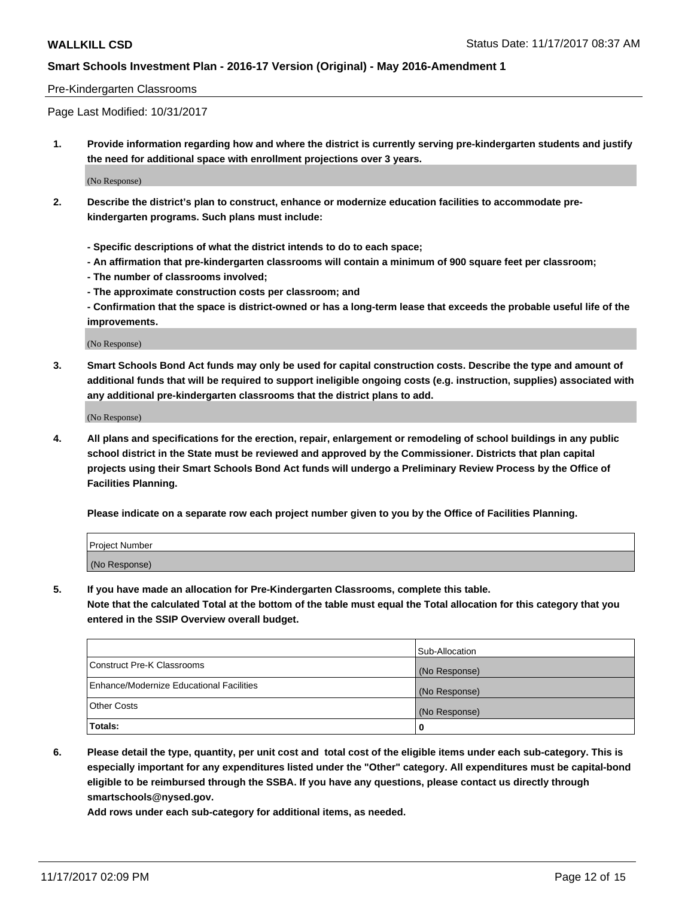Pre-Kindergarten Classrooms

Page Last Modified: 10/31/2017

**1. Provide information regarding how and where the district is currently serving pre-kindergarten students and justify the need for additional space with enrollment projections over 3 years.**

(No Response)

**2. Describe the district's plan to construct, enhance or modernize education facilities to accommodate pre-kindergarten programs. Such plans must include:**

**- Specific descriptions of what the district intends to do to each space;**
**- An affirmation that pre-kindergarten classrooms will contain a minimum of 900 square feet per classroom;**
**- The number of classrooms involved;**
**- The approximate construction costs per classroom; and**
**- Confirmation that the space is district-owned or has a long-term lease that exceeds the probable useful life of the improvements.**

(No Response)

**3. Smart Schools Bond Act funds may only be used for capital construction costs. Describe the type and amount of additional funds that will be required to support ineligible ongoing costs (e.g. instruction, supplies) associated with any additional pre-kindergarten classrooms that the district plans to add.**

(No Response)

**4. All plans and specifications for the erection, repair, enlargement or remodeling of school buildings in any public school district in the State must be reviewed and approved by the Commissioner. Districts that plan capital projects using their Smart Schools Bond Act funds will undergo a Preliminary Review Process by the Office of Facilities Planning.**

**Please indicate on a separate row each project number given to you by the Office of Facilities Planning.**

| Project Number |
| --- |
| (No Response) |

**5. If you have made an allocation for Pre-Kindergarten Classrooms, complete this table.**
**Note that the calculated Total at the bottom of the table must equal the Total allocation for this category that you entered in the SSIP Overview overall budget.**

| | Sub-Allocation |
| --- | --- |
| Construct Pre-K Classrooms | (No Response) |
| Enhance/Modernize Educational Facilities | (No Response) |
| Other Costs | (No Response) |
| **Totals:** | **0** |

**6. Please detail the type, quantity, per unit cost and total cost of the eligible items under each sub-category. This is especially important for any expenditures listed under the "Other" category. All expenditures must be capital-bond eligible to be reimbursed through the SSBA. If you have any questions, please contact us directly through smartschools@nysed.gov.**

**Add rows under each sub-category for additional items, as needed.**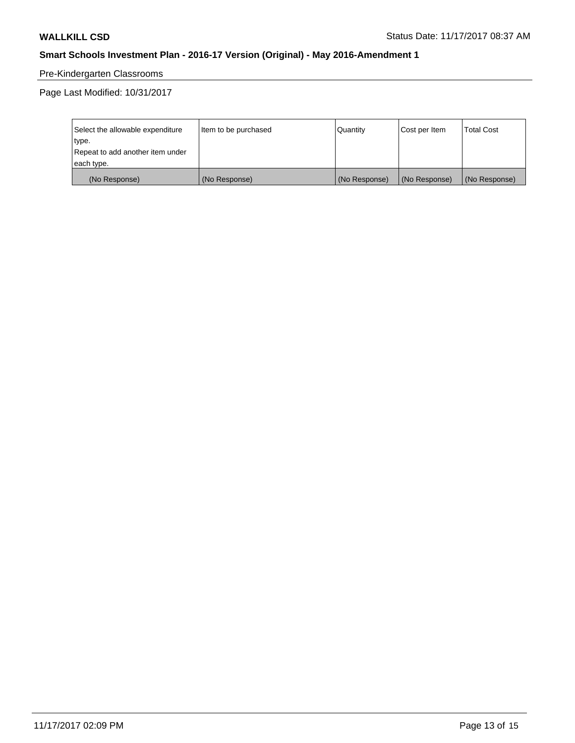Pre-Kindergarten Classrooms

Page Last Modified: 10/31/2017

| Select the allowable expenditure type. Repeat to add another item under each type. | Item to be purchased | Quantity | Cost per Item | Total Cost |
|---|---|---|---|---|
| (No Response) | (No Response) | (No Response) | (No Response) | (No Response) |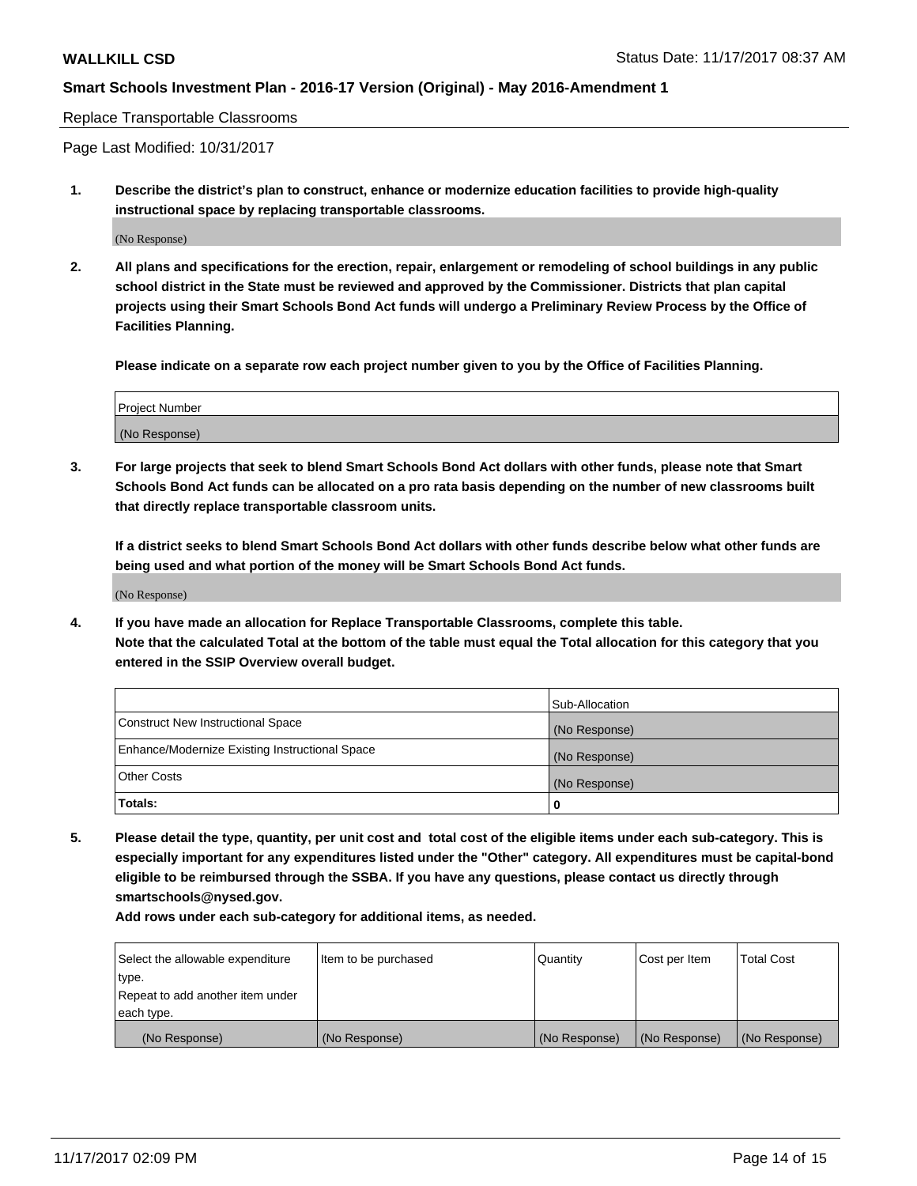Replace Transportable Classrooms

Page Last Modified: 10/31/2017

**1. Describe the district's plan to construct, enhance or modernize education facilities to provide high-quality instructional space by replacing transportable classrooms.**

(No Response)

**2. All plans and specifications for the erection, repair, enlargement or remodeling of school buildings in any public school district in the State must be reviewed and approved by the Commissioner. Districts that plan capital projects using their Smart Schools Bond Act funds will undergo a Preliminary Review Process by the Office of Facilities Planning.**

**Please indicate on a separate row each project number given to you by the Office of Facilities Planning.**

| Project Number |
|---|
| (No Response) |

**3. For large projects that seek to blend Smart Schools Bond Act dollars with other funds, please note that Smart Schools Bond Act funds can be allocated on a pro rata basis depending on the number of new classrooms built that directly replace transportable classroom units.**

**If a district seeks to blend Smart Schools Bond Act dollars with other funds describe below what other funds are being used and what portion of the money will be Smart Schools Bond Act funds.**

(No Response)

**4. If you have made an allocation for Replace Transportable Classrooms, complete this table. Note that the calculated Total at the bottom of the table must equal the Total allocation for this category that you entered in the SSIP Overview overall budget.**

| | Sub-Allocation |
|---|---|
| Construct New Instructional Space | (No Response) |
| Enhance/Modernize Existing Instructional Space | (No Response) |
| Other Costs | (No Response) |
| **Totals:** | **0** |

**5. Please detail the type, quantity, per unit cost and total cost of the eligible items under each sub-category. This is especially important for any expenditures listed under the "Other" category. All expenditures must be capital-bond eligible to be reimbursed through the SSBA. If you have any questions, please contact us directly through smartschools@nysed.gov.**

**Add rows under each sub-category for additional items, as needed.**

| Select the allowable expenditure type. Repeat to add another item under each type. | Item to be purchased | Quantity | Cost per Item | Total Cost |
|---|---|---|---|---|
| (No Response) | (No Response) | (No Response) | (No Response) | (No Response) |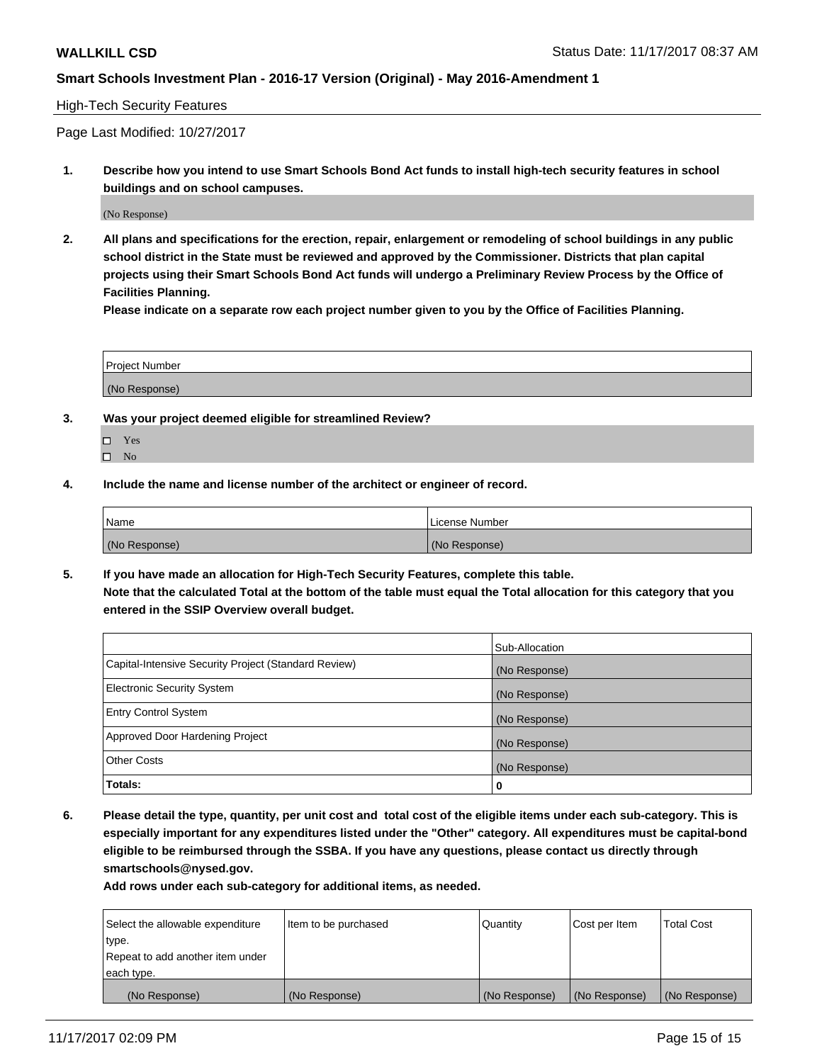High-Tech Security Features

Page Last Modified: 10/27/2017

**1. Describe how you intend to use Smart Schools Bond Act funds to install high-tech security features in school buildings and on school campuses.**

(No Response)

**2. All plans and specifications for the erection, repair, enlargement or remodeling of school buildings in any public school district in the State must be reviewed and approved by the Commissioner. Districts that plan capital projects using their Smart Schools Bond Act funds will undergo a Preliminary Review Process by the Office of Facilities Planning.**

**Please indicate on a separate row each project number given to you by the Office of Facilities Planning.**

| Project Number |
| --- |
| (No Response) |

**3. Was your project deemed eligible for streamlined Review?**

- ☐ Yes
- ☐ No

**4. Include the name and license number of the architect or engineer of record.**

| Name | License Number |
| --- | --- |
| (No Response) | (No Response) |

**5. If you have made an allocation for High-Tech Security Features, complete this table.**
**Note that the calculated Total at the bottom of the table must equal the Total allocation for this category that you entered in the SSIP Overview overall budget.**

| | Sub-Allocation |
| --- | --- |
| Capital-Intensive Security Project (Standard Review) | (No Response) |
| Electronic Security System | (No Response) |
| Entry Control System | (No Response) |
| Approved Door Hardening Project | (No Response) |
| Other Costs | (No Response) |
| **Totals:** | **0** |

**6. Please detail the type, quantity, per unit cost and total cost of the eligible items under each sub-category. This is especially important for any expenditures listed under the "Other" category. All expenditures must be capital-bond eligible to be reimbursed through the SSBA. If you have any questions, please contact us directly through smartschools@nysed.gov.**

**Add rows under each sub-category for additional items, as needed.**

| Select the allowable expenditure type. Repeat to add another item under each type. | Item to be purchased | Quantity | Cost per Item | Total Cost |
| --- | --- | --- | --- | --- |
| (No Response) | (No Response) | (No Response) | (No Response) | (No Response) |